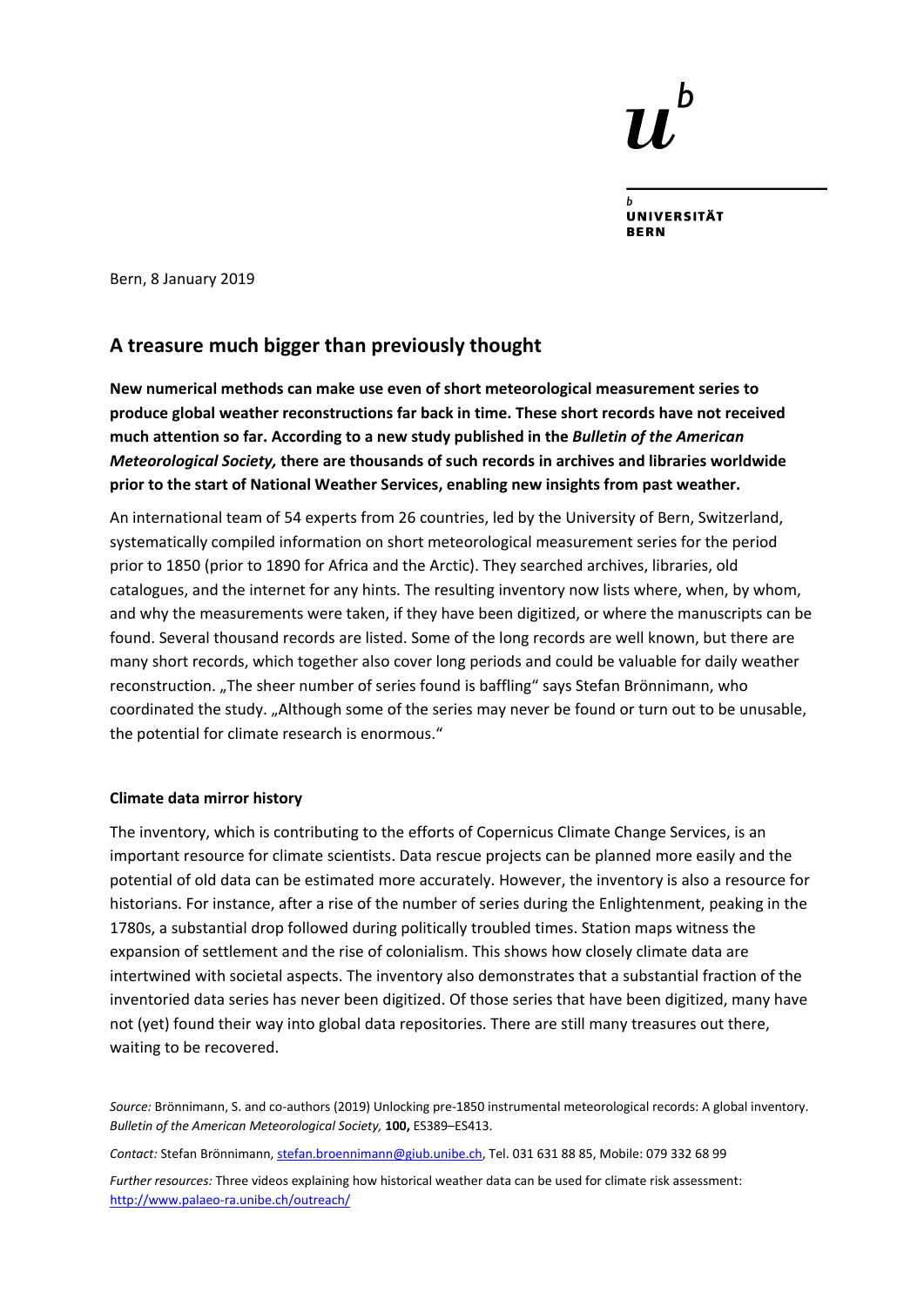UNIVERSITÄT BERN

Bern, 8 January 2019

## A treasure much bigger than previously thought

**New numerical methods can make use even of short meteorological measurement series to produce global weather reconstructions far back in time. These short records have not received much attention so far. According to a new study published in the *Bulletin of the American Meteorological Society,* there are thousands of such records in archives and libraries worldwide prior to the start of National Weather Services, enabling new insights from past weather.**

An international team of 54 experts from 26 countries, led by the University of Bern, Switzerland, systematically compiled information on short meteorological measurement series for the period prior to 1850 (prior to 1890 for Africa and the Arctic). They searched archives, libraries, old catalogues, and the internet for any hints. The resulting inventory now lists where, when, by whom, and why the measurements were taken, if they have been digitized, or where the manuscripts can be found. Several thousand records are listed. Some of the long records are well known, but there are many short records, which together also cover long periods and could be valuable for daily weather reconstruction. „The sheer number of series found is baffling" says Stefan Brönnimann, who coordinated the study. „Although some of the series may never be found or turn out to be unusable, the potential for climate research is enormous."

### Climate data mirror history

The inventory, which is contributing to the efforts of Copernicus Climate Change Services, is an important resource for climate scientists. Data rescue projects can be planned more easily and the potential of old data can be estimated more accurately. However, the inventory is also a resource for historians. For instance, after a rise of the number of series during the Enlightenment, peaking in the 1780s, a substantial drop followed during politically troubled times. Station maps witness the expansion of settlement and the rise of colonialism. This shows how closely climate data are intertwined with societal aspects. The inventory also demonstrates that a substantial fraction of the inventoried data series has never been digitized. Of those series that have been digitized, many have not (yet) found their way into global data repositories. There are still many treasures out there, waiting to be recovered.

*Source:* Brönnimann, S. and co-authors (2019) Unlocking pre-1850 instrumental meteorological records: A global inventory. *Bulletin of the American Meteorological Society,* **100,** ES389–ES413.

*Contact:* Stefan Brönnimann, stefan.broennimann@giub.unibe.ch, Tel. 031 631 88 85, Mobile: 079 332 68 99

*Further resources:* Three videos explaining how historical weather data can be used for climate risk assessment: http://www.palaeo-ra.unibe.ch/outreach/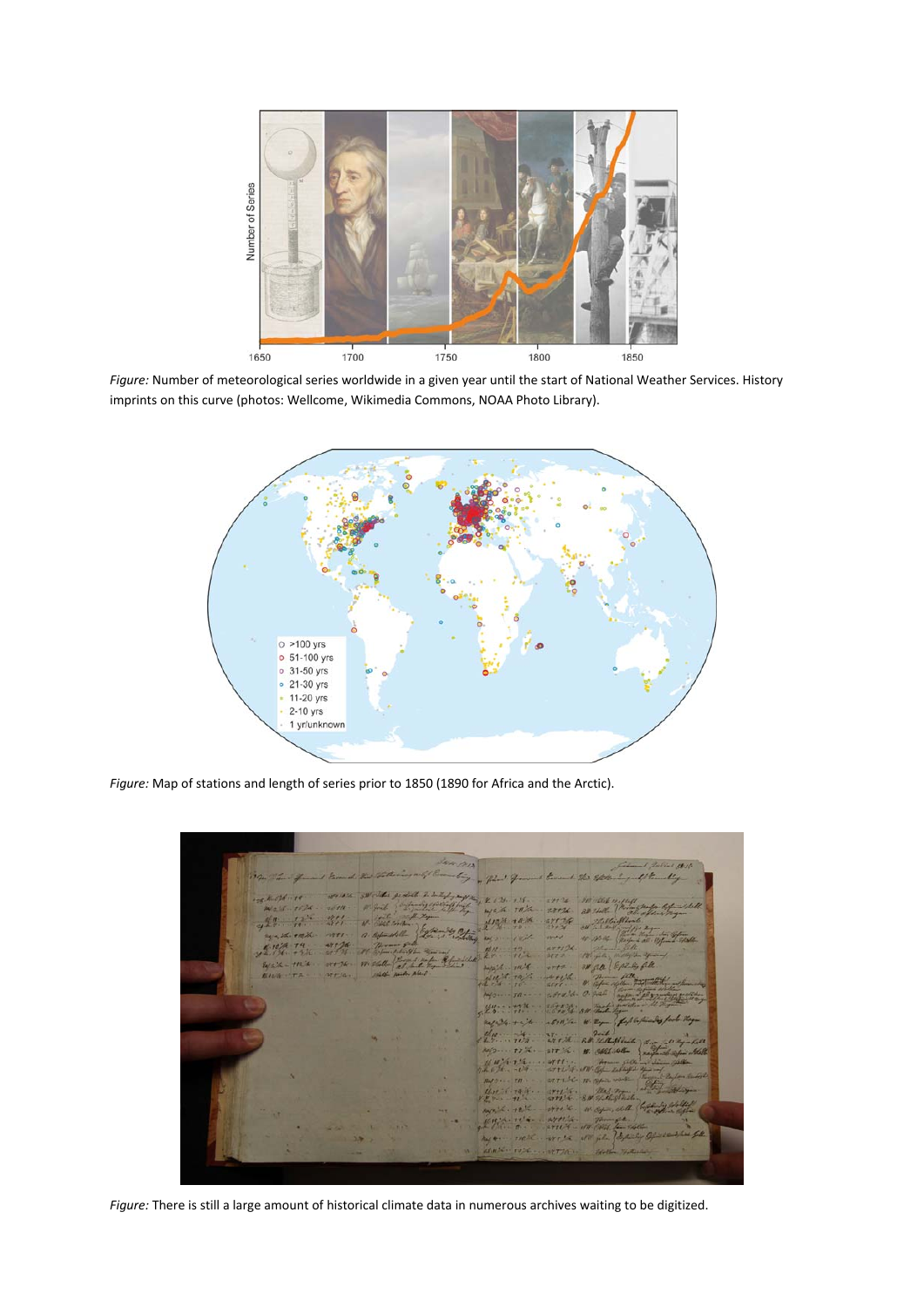Number of Series

1650

1700

1750

1800

1850

*Figure:* Number of meteorological series worldwide in a given year until the start of National Weather Services. History imprints on this curve (photos: Wellcome, Wikimedia Commons, NOAA Photo Library).

>100 yrs
51-100 yrs
31-50 yrs
21-30 yrs
11-20 yrs
2-10 yrs
1 yr/unknown

*Figure:* Map of stations and length of series prior to 1850 (1890 for Africa and the Arctic).

*Figure:* There is still a large amount of historical climate data in numerous archives waiting to be digitized.